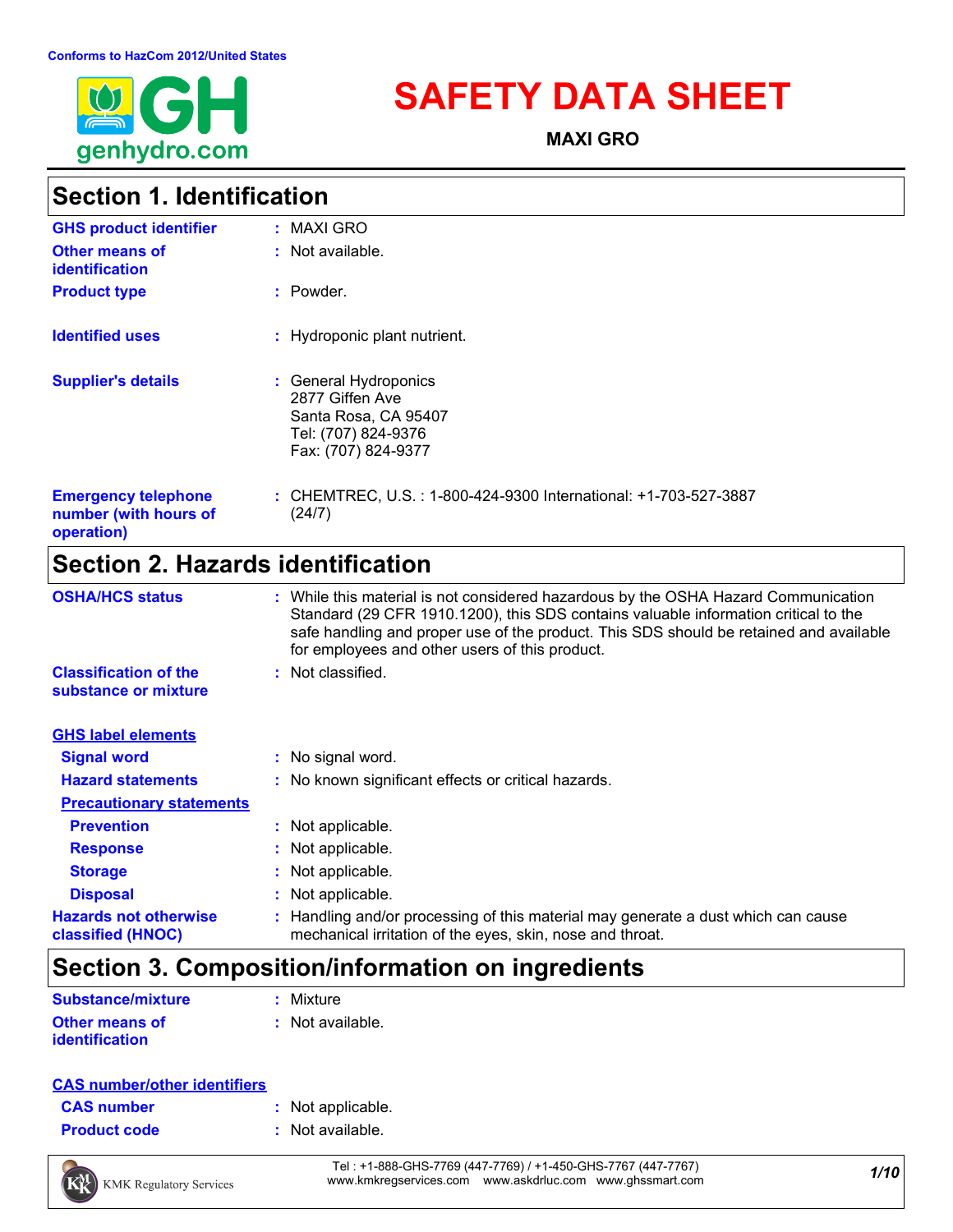Conforms to HazCom 2012/United States

# SAFETY DATA SHEET

**MAXI GRO**

## Section 1. Identification

**GHS product identifier** : MAXI GRO

**Other means of identification** : Not available.

**Product type** : Powder.

**Identified uses** : Hydroponic plant nutrient.

**Supplier's details** : General Hydroponics
2877 Giffen Ave
Santa Rosa, CA 95407
Tel: (707) 824-9376
Fax: (707) 824-9377

**Emergency telephone number (with hours of operation)** : CHEMTREC, U.S. : 1-800-424-9300 International: +1-703-527-3887 (24/7)

## Section 2. Hazards identification

**OSHA/HCS status** : While this material is not considered hazardous by the OSHA Hazard Communication Standard (29 CFR 1910.1200), this SDS contains valuable information critical to the safe handling and proper use of the product. This SDS should be retained and available for employees and other users of this product.

**Classification of the substance or mixture** : Not classified.

**GHS label elements**

**Signal word** : No signal word.

**Hazard statements** : No known significant effects or critical hazards.

**Precautionary statements**

**Prevention** : Not applicable.

**Response** : Not applicable.

**Storage** : Not applicable.

**Disposal** : Not applicable.

**Hazards not otherwise classified (HNOC)** : Handling and/or processing of this material may generate a dust which can cause mechanical irritation of the eyes, skin, nose and throat.

## Section 3. Composition/information on ingredients

**Substance/mixture** : Mixture

**Other means of identification** : Not available.

**CAS number/other identifiers**

**CAS number** : Not applicable.

**Product code** : Not available.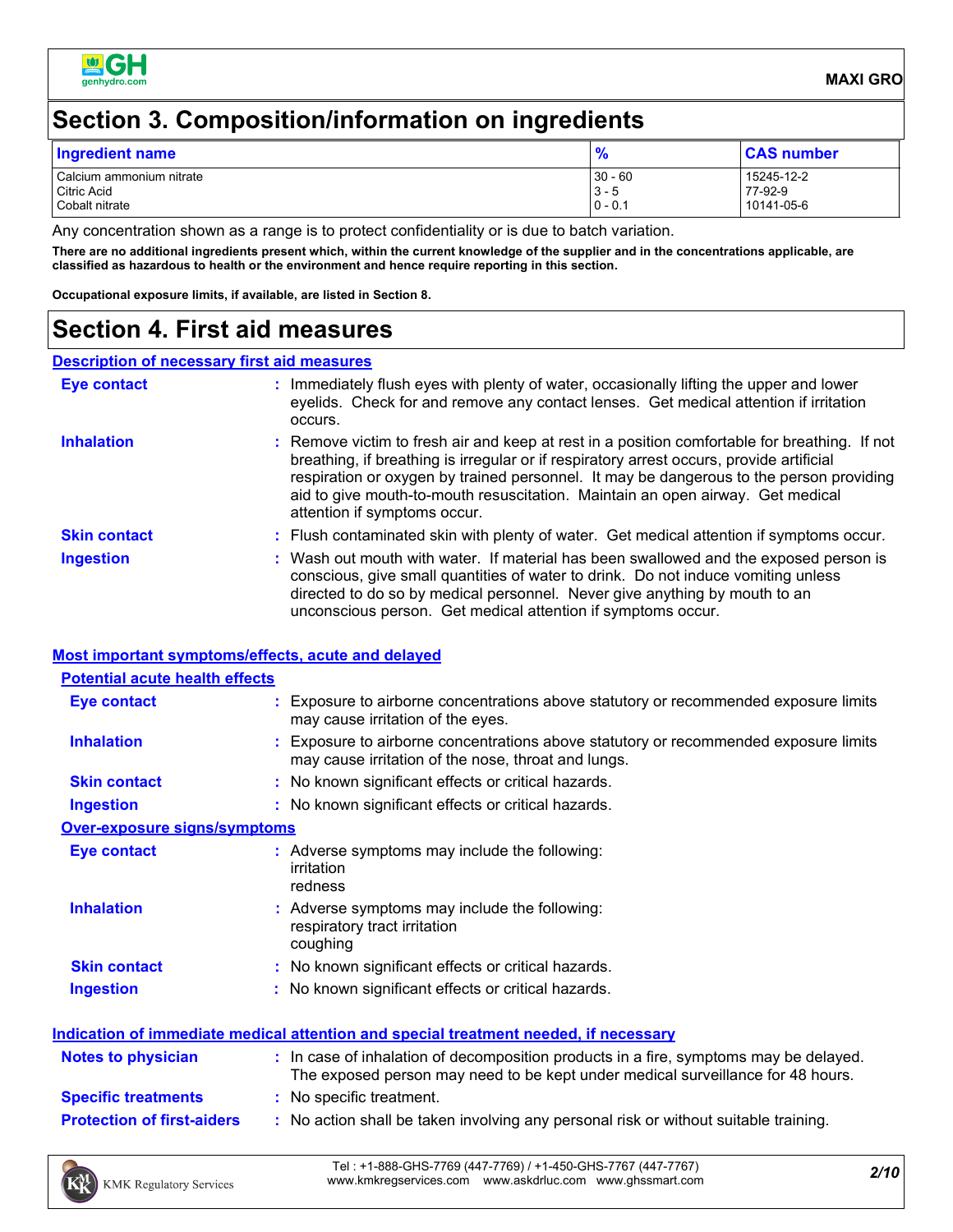# Section 3. Composition/information on ingredients

| Ingredient name | % | CAS number |
|---|---|---|
| Calcium ammonium nitrate | 30 - 60 | 15245-12-2 |
| Citric Acid | 3 - 5 | 77-92-9 |
| Cobalt nitrate | 0 - 0.1 | 10141-05-6 |

Any concentration shown as a range is to protect confidentiality or is due to batch variation.

**There are no additional ingredients present which, within the current knowledge of the supplier and in the concentrations applicable, are classified as hazardous to health or the environment and hence require reporting in this section.**

**Occupational exposure limits, if available, are listed in Section 8.**

# Section 4. First aid measures

## Description of necessary first aid measures

**Eye contact** : Immediately flush eyes with plenty of water, occasionally lifting the upper and lower eyelids. Check for and remove any contact lenses. Get medical attention if irritation occurs.

**Inhalation** : Remove victim to fresh air and keep at rest in a position comfortable for breathing. If not breathing, if breathing is irregular or if respiratory arrest occurs, provide artificial respiration or oxygen by trained personnel. It may be dangerous to the person providing aid to give mouth-to-mouth resuscitation. Maintain an open airway. Get medical attention if symptoms occur.

**Skin contact** : Flush contaminated skin with plenty of water. Get medical attention if symptoms occur.

**Ingestion** : Wash out mouth with water. If material has been swallowed and the exposed person is conscious, give small quantities of water to drink. Do not induce vomiting unless directed to do so by medical personnel. Never give anything by mouth to an unconscious person. Get medical attention if symptoms occur.

## Most important symptoms/effects, acute and delayed

### Potential acute health effects

**Eye contact** : Exposure to airborne concentrations above statutory or recommended exposure limits may cause irritation of the eyes.

**Inhalation** : Exposure to airborne concentrations above statutory or recommended exposure limits may cause irritation of the nose, throat and lungs.

**Skin contact** : No known significant effects or critical hazards.

**Ingestion** : No known significant effects or critical hazards.

### Over-exposure signs/symptoms

**Eye contact** : Adverse symptoms may include the following:
irritation
redness

**Inhalation** : Adverse symptoms may include the following:
respiratory tract irritation
coughing

**Skin contact** : No known significant effects or critical hazards.

**Ingestion** : No known significant effects or critical hazards.

## Indication of immediate medical attention and special treatment needed, if necessary

**Notes to physician** : In case of inhalation of decomposition products in a fire, symptoms may be delayed. The exposed person may need to be kept under medical surveillance for 48 hours.

**Specific treatments** : No specific treatment.

**Protection of first-aiders** : No action shall be taken involving any personal risk or without suitable training.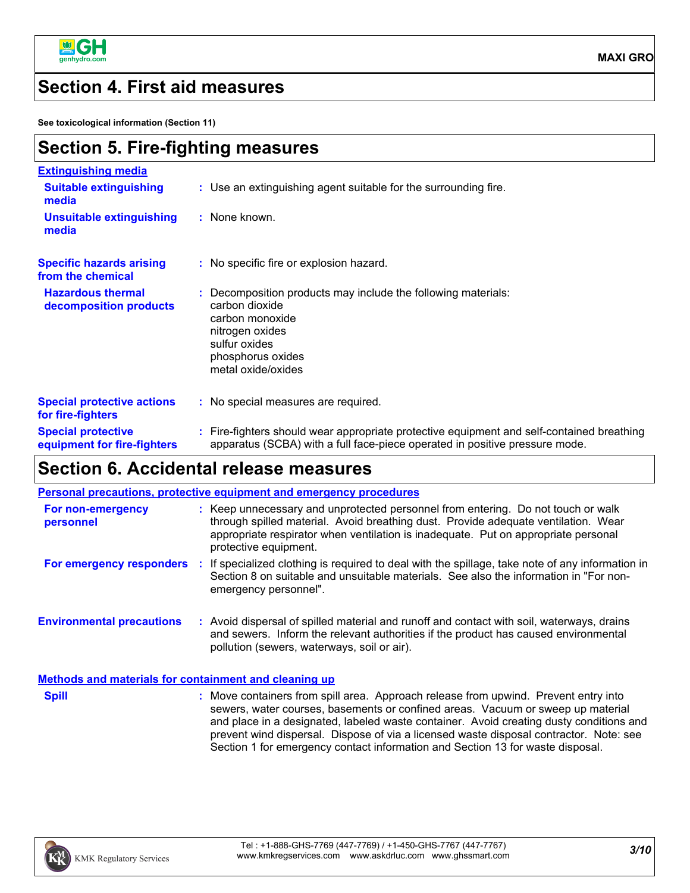## Section 4. First aid measures

**See toxicological information (Section 11)**

## Section 5. Fire-fighting measures

### Extinguishing media

**Suitable extinguishing media** : Use an extinguishing agent suitable for the surrounding fire.

**Unsuitable extinguishing media** : None known.

**Specific hazards arising from the chemical** : No specific fire or explosion hazard.

**Hazardous thermal decomposition products** : Decomposition products may include the following materials:
carbon dioxide
carbon monoxide
nitrogen oxides
sulfur oxides
phosphorus oxides
metal oxide/oxides

**Special protective actions for fire-fighters** : No special measures are required.

**Special protective equipment for fire-fighters** : Fire-fighters should wear appropriate protective equipment and self-contained breathing apparatus (SCBA) with a full face-piece operated in positive pressure mode.

## Section 6. Accidental release measures

### Personal precautions, protective equipment and emergency procedures

**For non-emergency personnel** : Keep unnecessary and unprotected personnel from entering. Do not touch or walk through spilled material. Avoid breathing dust. Provide adequate ventilation. Wear appropriate respirator when ventilation is inadequate. Put on appropriate personal protective equipment.

**For emergency responders** : If specialized clothing is required to deal with the spillage, take note of any information in Section 8 on suitable and unsuitable materials. See also the information in "For non-emergency personnel".

**Environmental precautions** : Avoid dispersal of spilled material and runoff and contact with soil, waterways, drains and sewers. Inform the relevant authorities if the product has caused environmental pollution (sewers, waterways, soil or air).

### Methods and materials for containment and cleaning up

**Spill** : Move containers from spill area. Approach release from upwind. Prevent entry into sewers, water courses, basements or confined areas. Vacuum or sweep up material and place in a designated, labeled waste container. Avoid creating dusty conditions and prevent wind dispersal. Dispose of via a licensed waste disposal contractor. Note: see Section 1 for emergency contact information and Section 13 for waste disposal.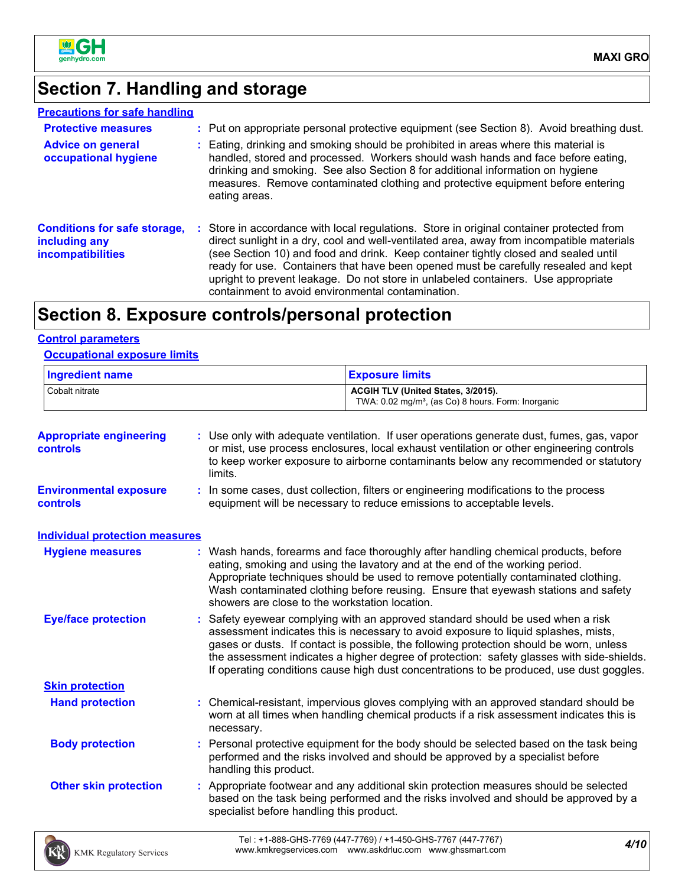## Section 7. Handling and storage

### Precautions for safe handling

**Protective measures** : Put on appropriate personal protective equipment (see Section 8). Avoid breathing dust.

**Advice on general occupational hygiene** : Eating, drinking and smoking should be prohibited in areas where this material is handled, stored and processed. Workers should wash hands and face before eating, drinking and smoking. See also Section 8 for additional information on hygiene measures. Remove contaminated clothing and protective equipment before entering eating areas.

**Conditions for safe storage, including any incompatibilities** : Store in accordance with local regulations. Store in original container protected from direct sunlight in a dry, cool and well-ventilated area, away from incompatible materials (see Section 10) and food and drink. Keep container tightly closed and sealed until ready for use. Containers that have been opened must be carefully resealed and kept upright to prevent leakage. Do not store in unlabeled containers. Use appropriate containment to avoid environmental contamination.

## Section 8. Exposure controls/personal protection

### Control parameters

#### Occupational exposure limits

| Ingredient name | Exposure limits |
| --- | --- |
| Cobalt nitrate | **ACGIH TLV (United States, 3/2015).** TWA: 0.02 mg/m³, (as Co) 8 hours. Form: Inorganic |

**Appropriate engineering controls** : Use only with adequate ventilation. If user operations generate dust, fumes, gas, vapor or mist, use process enclosures, local exhaust ventilation or other engineering controls to keep worker exposure to airborne contaminants below any recommended or statutory limits.

**Environmental exposure controls** : In some cases, dust collection, filters or engineering modifications to the process equipment will be necessary to reduce emissions to acceptable levels.

### Individual protection measures

**Hygiene measures** : Wash hands, forearms and face thoroughly after handling chemical products, before eating, smoking and using the lavatory and at the end of the working period. Appropriate techniques should be used to remove potentially contaminated clothing. Wash contaminated clothing before reusing. Ensure that eyewash stations and safety showers are close to the workstation location.

**Eye/face protection** : Safety eyewear complying with an approved standard should be used when a risk assessment indicates this is necessary to avoid exposure to liquid splashes, mists, gases or dusts. If contact is possible, the following protection should be worn, unless the assessment indicates a higher degree of protection: safety glasses with side-shields. If operating conditions cause high dust concentrations to be produced, use dust goggles.

#### Skin protection

**Hand protection** : Chemical-resistant, impervious gloves complying with an approved standard should be worn at all times when handling chemical products if a risk assessment indicates this is necessary.

**Body protection** : Personal protective equipment for the body should be selected based on the task being performed and the risks involved and should be approved by a specialist before handling this product.

**Other skin protection** : Appropriate footwear and any additional skin protection measures should be selected based on the task being performed and the risks involved and should be approved by a specialist before handling this product.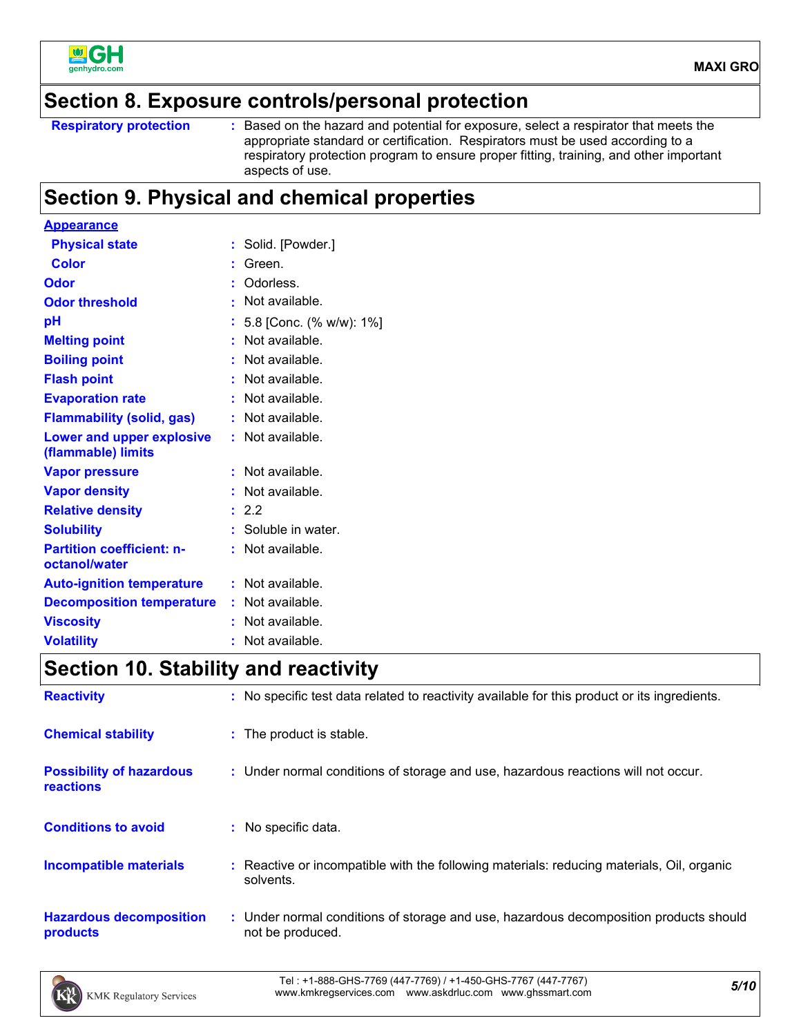## Section 8. Exposure controls/personal protection

| | |
|---|---|
| **Respiratory protection** | : Based on the hazard and potential for exposure, select a respirator that meets the appropriate standard or certification. Respirators must be used according to a respiratory protection program to ensure proper fitting, training, and other important aspects of use. |

## Section 9. Physical and chemical properties

| | |
|---|---|
| **Appearance** | |
| **Physical state** | : Solid. [Powder.] |
| **Color** | : Green. |
| **Odor** | : Odorless. |
| **Odor threshold** | : Not available. |
| **pH** | : 5.8 [Conc. (% w/w): 1%] |
| **Melting point** | : Not available. |
| **Boiling point** | : Not available. |
| **Flash point** | : Not available. |
| **Evaporation rate** | : Not available. |
| **Flammability (solid, gas)** | : Not available. |
| **Lower and upper explosive (flammable) limits** | : Not available. |
| **Vapor pressure** | : Not available. |
| **Vapor density** | : Not available. |
| **Relative density** | : 2.2 |
| **Solubility** | : Soluble in water. |
| **Partition coefficient: n-octanol/water** | : Not available. |
| **Auto-ignition temperature** | : Not available. |
| **Decomposition temperature** | : Not available. |
| **Viscosity** | : Not available. |
| **Volatility** | : Not available. |

## Section 10. Stability and reactivity

| | |
|---|---|
| **Reactivity** | : No specific test data related to reactivity available for this product or its ingredients. |
| **Chemical stability** | : The product is stable. |
| **Possibility of hazardous reactions** | : Under normal conditions of storage and use, hazardous reactions will not occur. |
| **Conditions to avoid** | : No specific data. |
| **Incompatible materials** | : Reactive or incompatible with the following materials: reducing materials, Oil, organic solvents. |
| **Hazardous decomposition products** | : Under normal conditions of storage and use, hazardous decomposition products should not be produced. |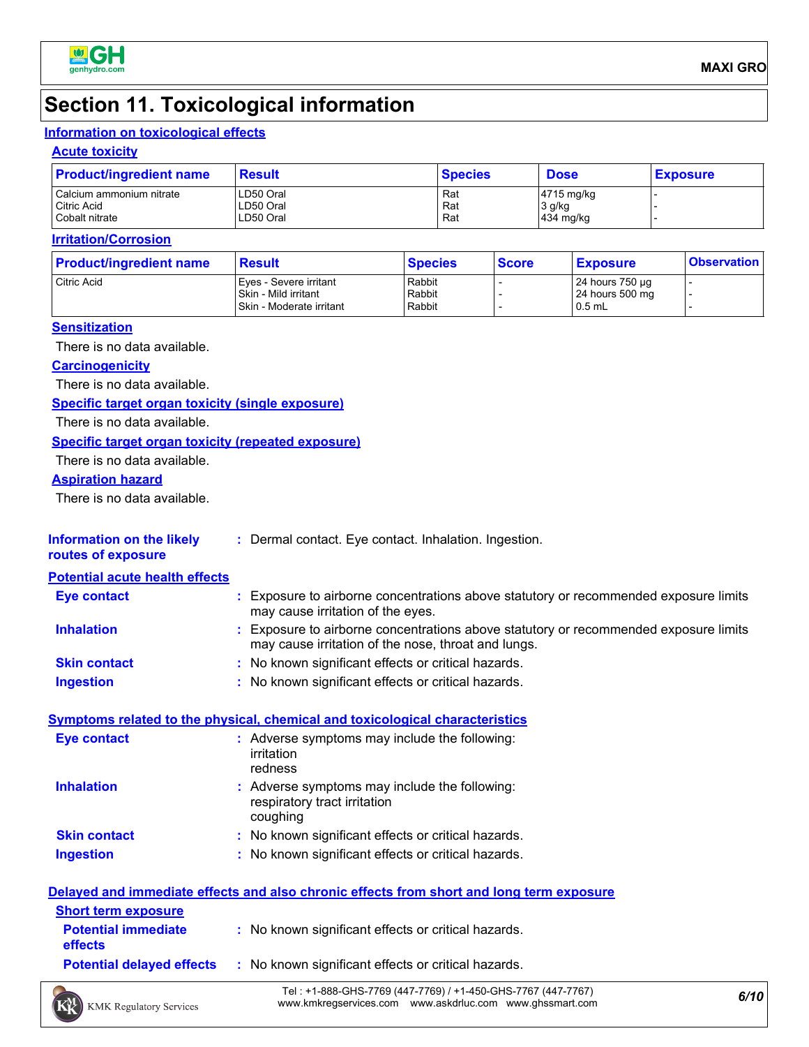# Section 11. Toxicological information

## Information on toxicological effects

### Acute toxicity

| Product/ingredient name | Result | Species | Dose | Exposure |
|---|---|---|---|---|
| Calcium ammonium nitrate | LD50 Oral | Rat | 4715 mg/kg | - |
| Citric Acid | LD50 Oral | Rat | 3 g/kg | - |
| Cobalt nitrate | LD50 Oral | Rat | 434 mg/kg | - |

### Irritation/Corrosion

| Product/ingredient name | Result | Species | Score | Exposure | Observation |
|---|---|---|---|---|---|
| Citric Acid | Eyes - Severe irritant | Rabbit | - | 24 hours 750 µg | - |
| | Skin - Mild irritant | Rabbit | - | 24 hours 500 mg | - |
| | Skin - Moderate irritant | Rabbit | - | 0.5 mL | - |

### Sensitization

There is no data available.

### Carcinogenicity

There is no data available.

### Specific target organ toxicity (single exposure)

There is no data available.

### Specific target organ toxicity (repeated exposure)

There is no data available.

### Aspiration hazard

There is no data available.

**Information on the likely routes of exposure** : Dermal contact. Eye contact. Inhalation. Ingestion.

### Potential acute health effects

**Eye contact** : Exposure to airborne concentrations above statutory or recommended exposure limits may cause irritation of the eyes.

**Inhalation** : Exposure to airborne concentrations above statutory or recommended exposure limits may cause irritation of the nose, throat and lungs.

**Skin contact** : No known significant effects or critical hazards.

**Ingestion** : No known significant effects or critical hazards.

### Symptoms related to the physical, chemical and toxicological characteristics

**Eye contact** : Adverse symptoms may include the following:
irritation
redness

**Inhalation** : Adverse symptoms may include the following:
respiratory tract irritation
coughing

**Skin contact** : No known significant effects or critical hazards.

**Ingestion** : No known significant effects or critical hazards.

### Delayed and immediate effects and also chronic effects from short and long term exposure

#### Short term exposure

**Potential immediate effects** : No known significant effects or critical hazards.

**Potential delayed effects** : No known significant effects or critical hazards.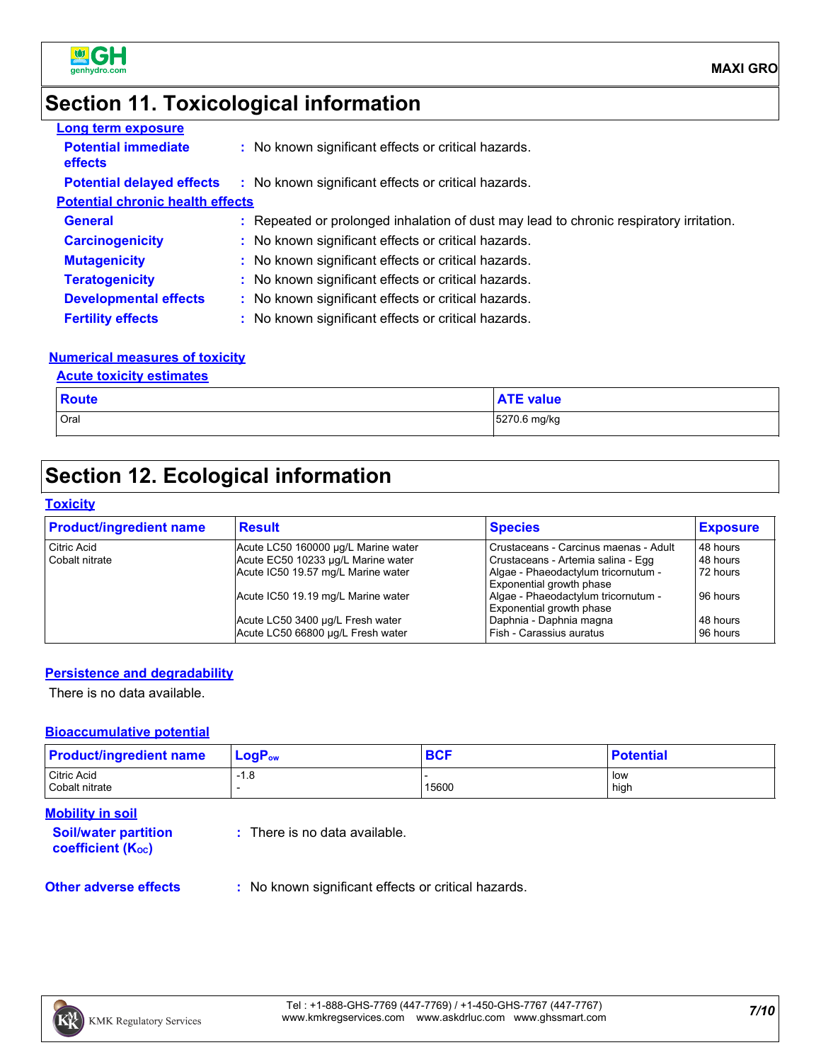## Section 11. Toxicological information

**Long term exposure**

**Potential immediate effects** : No known significant effects or critical hazards.

**Potential delayed effects** : No known significant effects or critical hazards.

**Potential chronic health effects**

**General** : Repeated or prolonged inhalation of dust may lead to chronic respiratory irritation.

**Carcinogenicity** : No known significant effects or critical hazards.

**Mutagenicity** : No known significant effects or critical hazards.

**Teratogenicity** : No known significant effects or critical hazards.

**Developmental effects** : No known significant effects or critical hazards.

**Fertility effects** : No known significant effects or critical hazards.

**Numerical measures of toxicity**

**Acute toxicity estimates**

| Route | ATE value |
|---|---|
| Oral | 5270.6 mg/kg |

## Section 12. Ecological information

**Toxicity**

| Product/ingredient name | Result | Species | Exposure |
|---|---|---|---|
| Citric Acid | Acute LC50 160000 µg/L Marine water | Crustaceans - Carcinus maenas - Adult | 48 hours |
| Cobalt nitrate | Acute EC50 10233 µg/L Marine water | Crustaceans - Artemia salina - Egg | 48 hours |
| | Acute IC50 19.57 mg/L Marine water | Algae - Phaeodactylum tricornutum - Exponential growth phase | 72 hours |
| | Acute IC50 19.19 mg/L Marine water | Algae - Phaeodactylum tricornutum - Exponential growth phase | 96 hours |
| | Acute LC50 3400 µg/L Fresh water | Daphnia - Daphnia magna | 48 hours |
| | Acute LC50 66800 µg/L Fresh water | Fish - Carassius auratus | 96 hours |

**Persistence and degradability**

There is no data available.

**Bioaccumulative potential**

| Product/ingredient name | $LogP_{ow}$ | BCF | Potential |
|---|---|---|---|
| Citric Acid | -1.8 | - | low |
| Cobalt nitrate | - | 15600 | high |

**Mobility in soil**

**Soil/water partition coefficient ($K_{OC}$)** : There is no data available.

**Other adverse effects** : No known significant effects or critical hazards.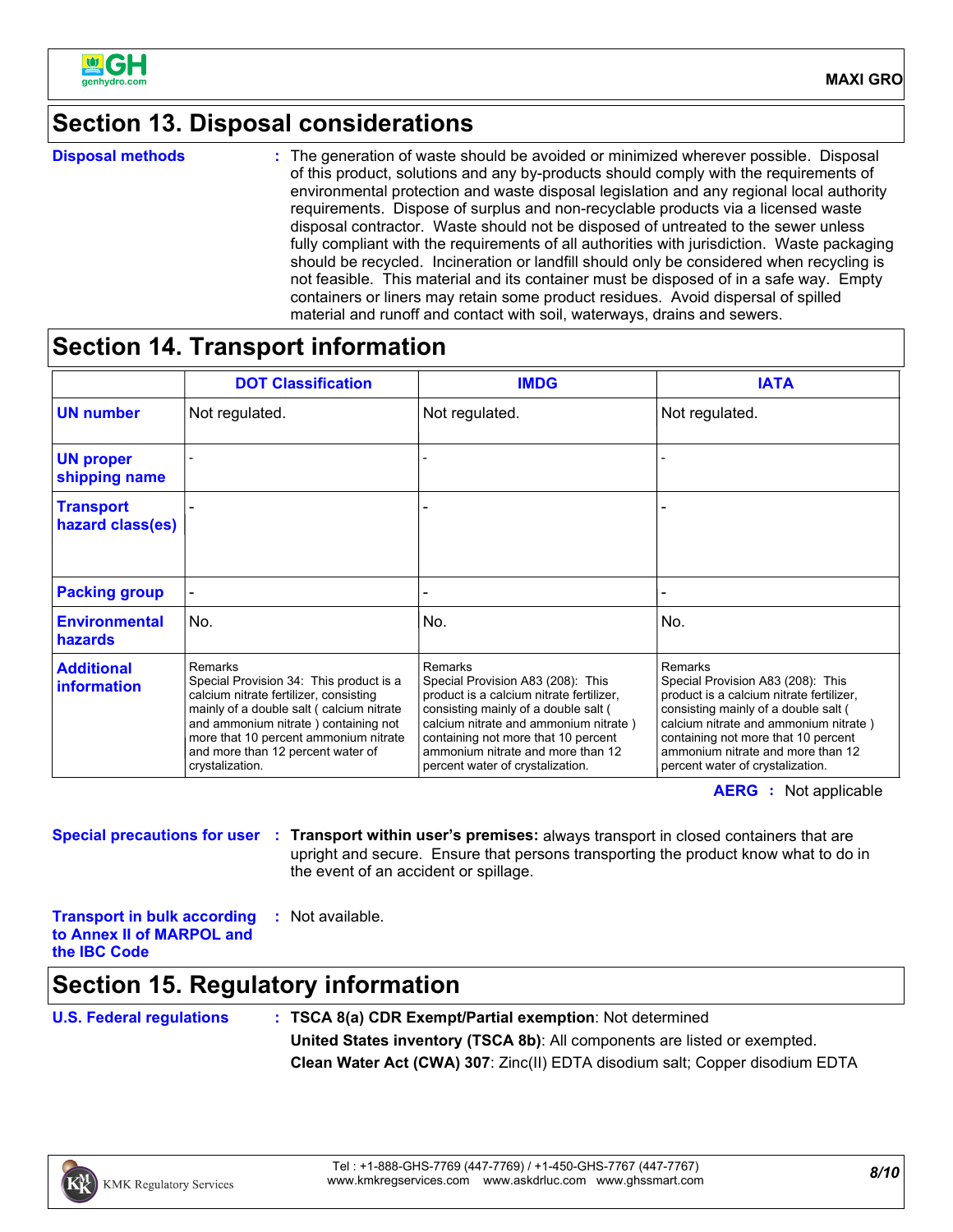## Section 13. Disposal considerations

**Disposal methods** : The generation of waste should be avoided or minimized wherever possible. Disposal of this product, solutions and any by-products should comply with the requirements of environmental protection and waste disposal legislation and any regional local authority requirements. Dispose of surplus and non-recyclable products via a licensed waste disposal contractor. Waste should not be disposed of untreated to the sewer unless fully compliant with the requirements of all authorities with jurisdiction. Waste packaging should be recycled. Incineration or landfill should only be considered when recycling is not feasible. This material and its container must be disposed of in a safe way. Empty containers or liners may retain some product residues. Avoid dispersal of spilled material and runoff and contact with soil, waterways, drains and sewers.

## Section 14. Transport information

| | DOT Classification | IMDG | IATA |
|---|---|---|---|
| UN number | Not regulated. | Not regulated. | Not regulated. |
| UN proper shipping name | - | - | - |
| Transport hazard class(es) | - | - | - |
| Packing group | - | - | - |
| Environmental hazards | No. | No. | No. |
| Additional information | Remarks<br>Special Provision 34: This product is a calcium nitrate fertilizer, consisting mainly of a double salt ( calcium nitrate and ammonium nitrate ) containing not more that 10 percent ammonium nitrate and more than 12 percent water of crystalization. | Remarks<br>Special Provision A83 (208): This product is a calcium nitrate fertilizer, consisting mainly of a double salt ( calcium nitrate and ammonium nitrate ) containing not more that 10 percent ammonium nitrate and more than 12 percent water of crystalization. | Remarks<br>Special Provision A83 (208): This product is a calcium nitrate fertilizer, consisting mainly of a double salt ( calcium nitrate and ammonium nitrate ) containing not more that 10 percent ammonium nitrate and more than 12 percent water of crystalization. |

**AERG** : Not applicable

**Special precautions for user** : **Transport within user's premises:** always transport in closed containers that are upright and secure. Ensure that persons transporting the product know what to do in the event of an accident or spillage.

**Transport in bulk according to Annex II of MARPOL and the IBC Code** : Not available.

## Section 15. Regulatory information

**U.S. Federal regulations** : **TSCA 8(a) CDR Exempt/Partial exemption**: Not determined

**United States inventory (TSCA 8b)**: All components are listed or exempted.

**Clean Water Act (CWA) 307**: Zinc(II) EDTA disodium salt; Copper disodium EDTA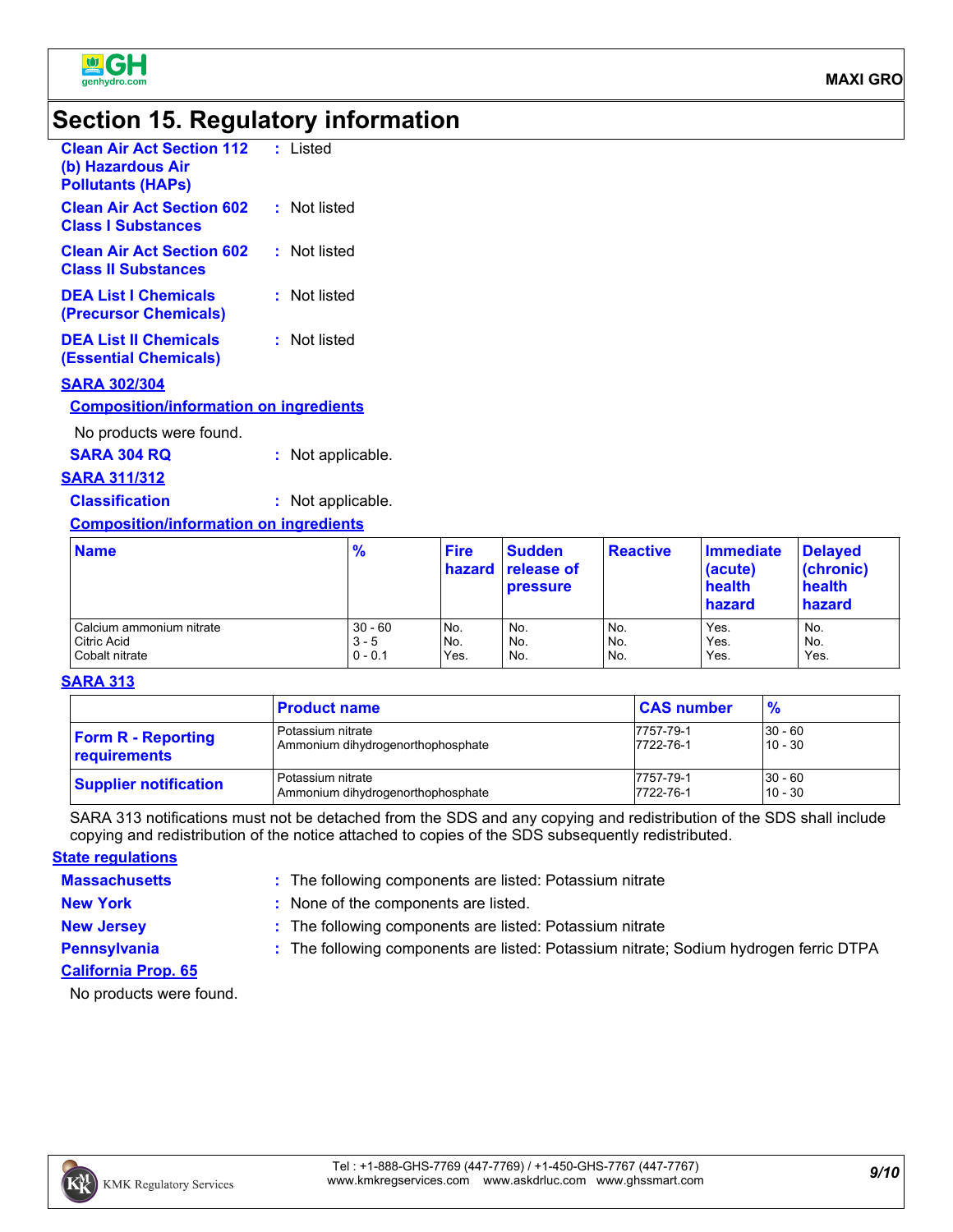# Section 15. Regulatory information

**Clean Air Act Section 112 (b) Hazardous Air Pollutants (HAPs)** : Listed

**Clean Air Act Section 602 Class I Substances** : Not listed

**Clean Air Act Section 602 Class II Substances** : Not listed

**DEA List I Chemicals (Precursor Chemicals)** : Not listed

**DEA List II Chemicals (Essential Chemicals)** : Not listed

## SARA 302/304

### Composition/information on ingredients

No products were found.

**SARA 304 RQ** : Not applicable.

## SARA 311/312

**Classification** : Not applicable.

### Composition/information on ingredients

| Name | % | Fire hazard | Sudden release of pressure | Reactive | Immediate (acute) health hazard | Delayed (chronic) health hazard |
|---|---|---|---|---|---|---|
| Calcium ammonium nitrate | 30 - 60 | No. | No. | No. | Yes. | No. |
| Citric Acid | 3 - 5 | No. | No. | No. | Yes. | No. |
| Cobalt nitrate | 0 - 0.1 | Yes. | No. | No. | Yes. | Yes. |

## SARA 313

| | Product name | CAS number | % |
|---|---|---|---|
| **Form R - Reporting requirements** | Potassium nitrate | 7757-79-1 | 30 - 60 |
| | Ammonium dihydrogenorthophosphate | 7722-76-1 | 10 - 30 |
| **Supplier notification** | Potassium nitrate | 7757-79-1 | 30 - 60 |
| | Ammonium dihydrogenorthophosphate | 7722-76-1 | 10 - 30 |

SARA 313 notifications must not be detached from the SDS and any copying and redistribution of the SDS shall include copying and redistribution of the notice attached to copies of the SDS subsequently redistributed.

## State regulations

**Massachusetts** : The following components are listed: Potassium nitrate

**New York** : None of the components are listed.

**New Jersey** : The following components are listed: Potassium nitrate

**Pennsylvania** : The following components are listed: Potassium nitrate; Sodium hydrogen ferric DTPA

## California Prop. 65

No products were found.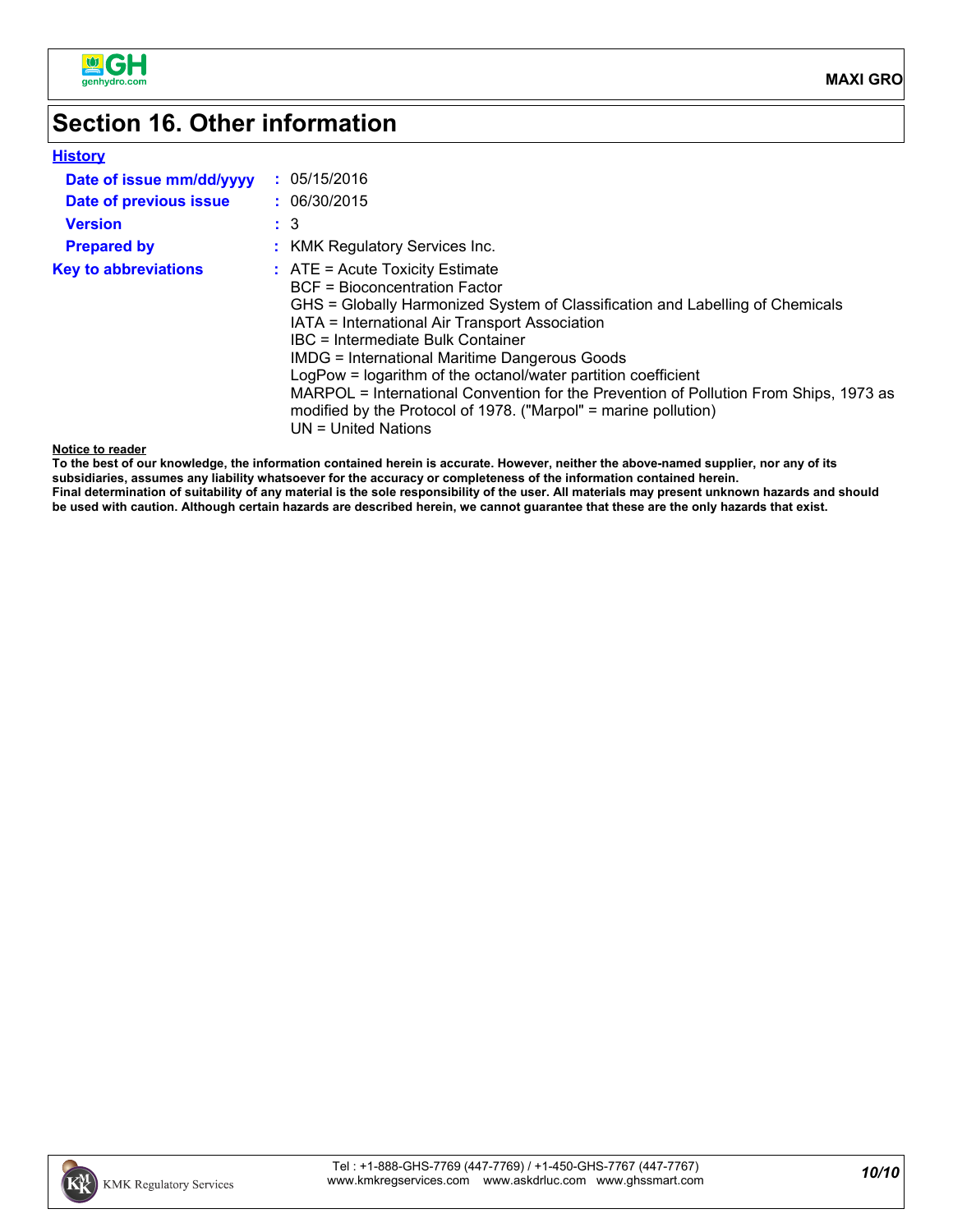# Section 16. Other information

**History**

| | |
|---|---|
| **Date of issue mm/dd/yyyy** | : 05/15/2016 |
| **Date of previous issue** | : 06/30/2015 |
| **Version** | : 3 |
| **Prepared by** | : KMK Regulatory Services Inc. |
| **Key to abbreviations** | : ATE = Acute Toxicity Estimate<br>BCF = Bioconcentration Factor<br>GHS = Globally Harmonized System of Classification and Labelling of Chemicals<br>IATA = International Air Transport Association<br>IBC = Intermediate Bulk Container<br>IMDG = International Maritime Dangerous Goods<br>LogPow = logarithm of the octanol/water partition coefficient<br>MARPOL = International Convention for the Prevention of Pollution From Ships, 1973 as modified by the Protocol of 1978. ("Marpol" = marine pollution)<br>UN = United Nations |

**Notice to reader**

**To the best of our knowledge, the information contained herein is accurate. However, neither the above-named supplier, nor any of its subsidiaries, assumes any liability whatsoever for the accuracy or completeness of the information contained herein.**
**Final determination of suitability of any material is the sole responsibility of the user. All materials may present unknown hazards and should be used with caution. Although certain hazards are described herein, we cannot guarantee that these are the only hazards that exist.**